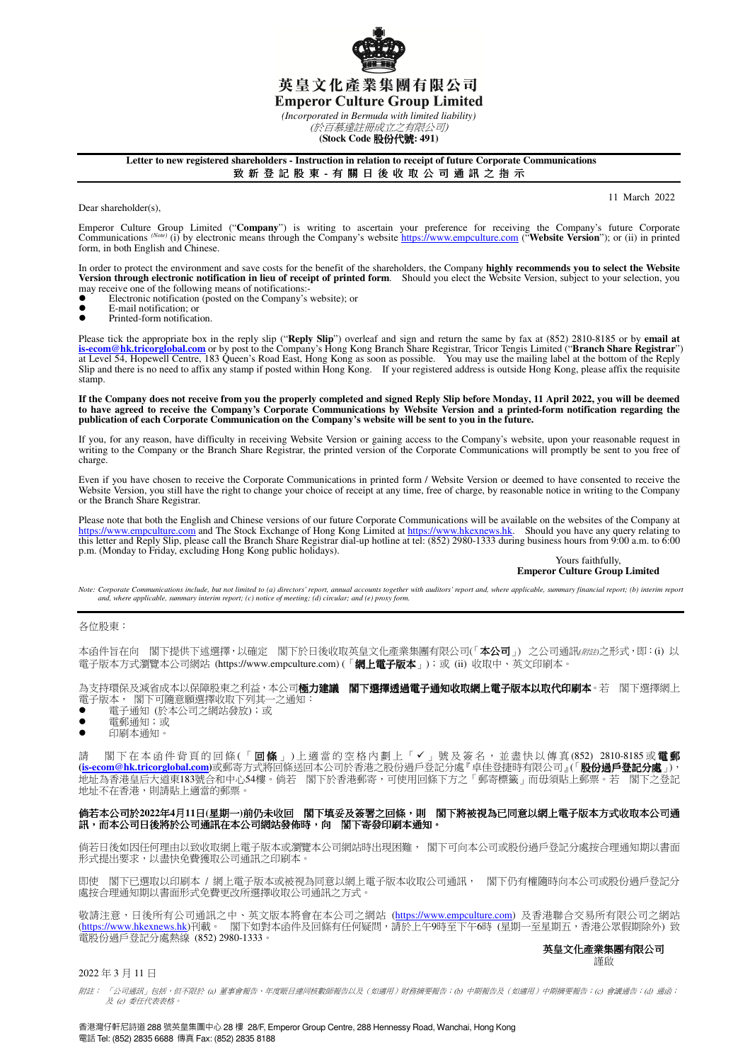# 英皇文化產業集團有限公司
# Emperor Culture Group Limited

*(Incorporated in Bermuda with limited liability)*
*(於百慕達註冊成立之有限公司)*
**(Stock Code 股份代號: 491)**

**Letter to new registered shareholders - Instruction in relation to receipt of future Corporate Communications**
**致 新 登 記 股 東 - 有 關 日 後 收 取 公 司 通 訊 之 指 示**

11 March 2022

Dear shareholder(s),

Emperor Culture Group Limited ("**Company**") is writing to ascertain your preference for receiving the Company's future Corporate Communications *(Note)* (i) by electronic means through the Company's website https://www.empculture.com ("**Website Version**"); or (ii) in printed form, in both English and Chinese.

In order to protect the environment and save costs for the benefit of the shareholders, the Company **highly recommends you to select the Website Version through electronic notification in lieu of receipt of printed form**. Should you elect the Website Version, subject to your selection, you may receive one of the following means of notifications:-

- Electronic notification (posted on the Company's website); or
- E-mail notification; or
- Printed-form notification.

Please tick the appropriate box in the reply slip ("**Reply Slip**") overleaf and sign and return the same by fax at (852) 2810-8185 or by **email at is-ecom@hk.tricorglobal.com** or by post to the Company's Hong Kong Branch Share Registrar, Tricor Tengis Limited ("**Branch Share Registrar**") at Level 54, Hopewell Centre, 183 Queen's Road East, Hong Kong as soon as possible. You may use the mailing label at the bottom of the Reply Slip and there is no need to affix any stamp if posted within Hong Kong. If your registered address is outside Hong Kong, please affix the requisite stamp.

**If the Company does not receive from you the properly completed and signed Reply Slip before Monday, 11 April 2022, you will be deemed to have agreed to receive the Company's Corporate Communications by Website Version and a printed-form notification regarding the publication of each Corporate Communication on the Company's website will be sent to you in the future.**

If you, for any reason, have difficulty in receiving Website Version or gaining access to the Company's website, upon your reasonable request in writing to the Company or the Branch Share Registrar, the printed version of the Corporate Communications will promptly be sent to you free of charge.

Even if you have chosen to receive the Corporate Communications in printed form / Website Version or deemed to have consented to receive the Website Version, you still have the right to change your choice of receipt at any time, free of charge, by reasonable notice in writing to the Company or the Branch Share Registrar.

Please note that both the English and Chinese versions of our future Corporate Communications will be available on the websites of the Company at https://www.empculture.com and The Stock Exchange of Hong Kong Limited at https://www.hkexnews.hk. Should you have any query relating to this letter and Reply Slip, please call the Branch Share Registrar dial-up hotline at tel: (852) 2980-1333 during business hours from 9:00 a.m. to 6:00 p.m. (Monday to Friday, excluding Hong Kong public holidays).

Yours faithfully,
**Emperor Culture Group Limited**

*Note: Corporate Communications include, but not limited to (a) directors' report, annual accounts together with auditors' report and, where applicable, summary financial report; (b) interim report and, where applicable, summary interim report; (c) notice of meeting; (d) circular; and (e) proxy form.*

---

各位股東：

本函件旨在向 閣下提供下述選擇，以確定 閣下於日後收取英皇文化產業集團有限公司(「**本公司**」) 之公司通訊*(附註)*之形式，即：(i) 以電子版本方式瀏覽本公司網站 (https://www.empculture.com) (「**網上電子版本**」)；或 (ii) 收取中、英文印刷本。

為支持環保及減省成本以保障股東之利益，本公司**極力建議 閣下選擇透過電子通知收取網上電子版本以取代印刷本**。若 閣下選擇網上電子版本， 閣下可隨意願選擇收取下列其一之通知：

- 電子通知 (於本公司之網站發放)；或
- 電郵通知；或
- 印刷本通知。

請 閣下在本函件背頁的回條(「**回條**」)上適當的空格內劃上「✓」號及簽名，並盡快以傳真(852) 2810-8185或**電郵(is-ecom@hk.tricorglobal.com)**或郵寄方式將回條送回本公司於香港之股份過戶登記分處『卓佳登捷時有限公司』(「**股份過戶登記分處**」)，地址為香港皇后大道東183號合和中心54樓。倘若 閣下於香港郵寄，可使用回條下方之「郵寄標籤」而毋須貼上郵票。若 閣下之登記地址不在香港，則請貼上適當的郵票。

**倘若本公司於2022年4月11日(星期一)前仍未收回 閣下填妥及簽署之回條，則 閣下將被視為已同意以網上電子版本方式收取本公司通訊，而本公司日後將於公司通訊在本公司網站發佈時，向 閣下寄發印刷本通知。**

倘若日後如因任何理由以致收取網上電子版本或瀏覽本公司網站時出現困難， 閣下可向本公司或股份過戶登記分處按合理通知期以書面形式提出要求，以盡快免費獲取公司通訊之印刷本。

即使 閣下已選取以印刷本 / 網上電子版本或被視為同意以網上電子版本收取公司通訊， 閣下仍有權隨時向本公司或股份過戶登記分處按合理通知期以書面形式免費更改所選擇收取公司通訊之方式。

敬請注意，日後所有公司通訊之中、英文版本將會在本公司之網站 (https://www.empculture.com) 及香港聯合交易所有限公司之網站(https://www.hkexnews.hk)刊載。 閣下如對本函件及回條有任何疑問，請於上午9時至下午6時 (星期一至星期五，香港公眾假期除外) 致電股份過戶登記分處熱線 (852) 2980-1333。

**英皇文化產業集團有限公司**
謹啟

2022 年 3 月 11 日

*附註： 「公司通訊」包括，但不限於 (a) 董事會報告、年度賬目連同核數師報告以及（如適用）財務摘要報告；(b) 中期報告及（如適用）中期摘要報告；(c) 會議通告；(d) 通函；及 (e) 委任代表表格。*

香港灣仔軒尼詩道 288 號英皇集團中心 28 樓 28/F, Emperor Group Centre, 288 Hennessy Road, Wanchai, Hong Kong
電話 Tel: (852) 2835 6688 傳真 Fax: (852) 2835 8188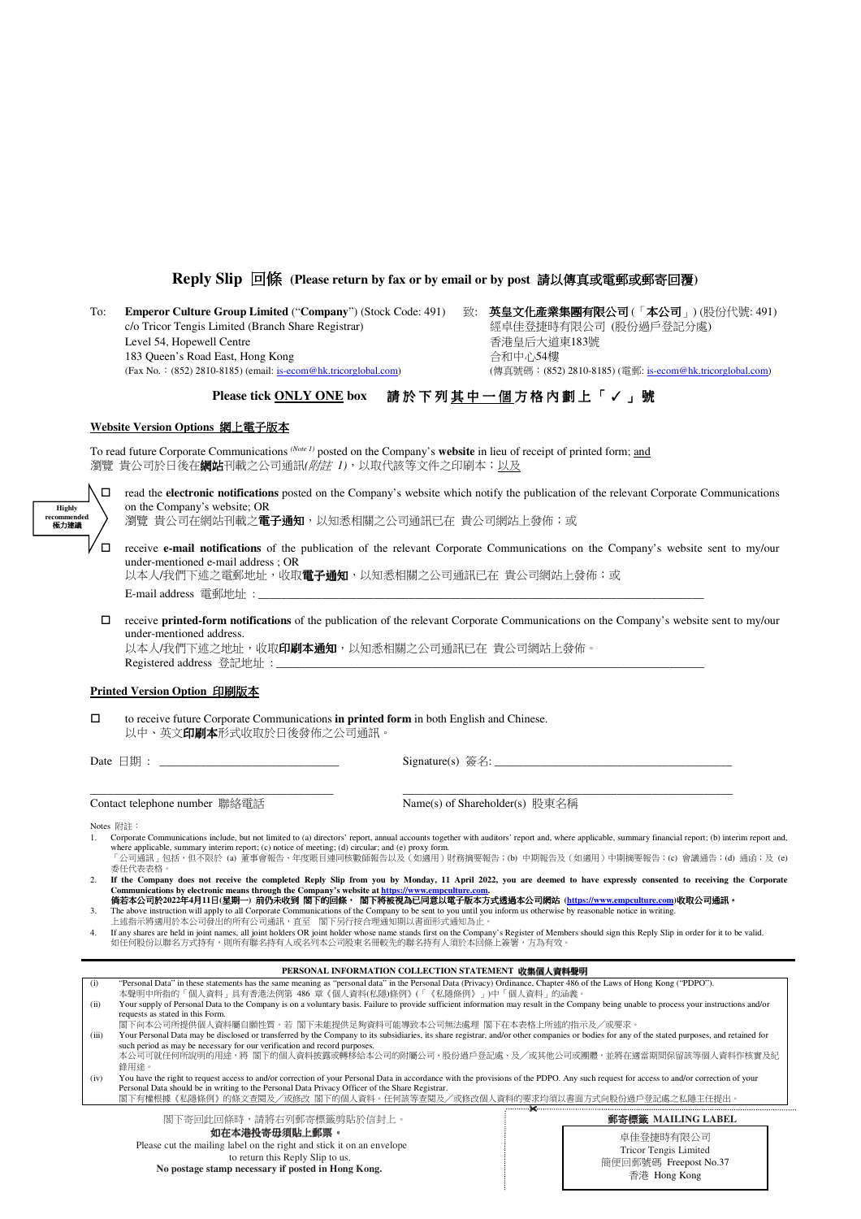# Reply Slip 回條 (Please return by fax or by email or by post 請以傳真或電郵或郵寄回覆)

To: **Emperor Culture Group Limited** ("**Company**") (Stock Code: 491)
c/o Tricor Tengis Limited (Branch Share Registrar)
Level 54, Hopewell Centre
183 Queen's Road East, Hong Kong
(Fax No.：(852) 2810-8185) (email: is-ecom@hk.tricorglobal.com)

致: **英皇文化產業集團有限公司**(「**本公司**」) (股份代號: 491)
經卓佳登捷時有限公司 (股份過戶登記分處)
香港皇后大道東183號
合和中心54樓
(傳真號碼：(852) 2810-8185) (電郵: is-ecom@hk.tricorglobal.com)

**Please tick ONLY ONE box 請於下列其中一個方格內劃上「✓」號**

**Website Version Options 網上電子版本**

To read future Corporate Communications [(Note 1)] posted on the Company's **website** in lieu of receipt of printed form; and
瀏覽 貴公司於日後在**網站**刊載之公司通訊(*附註 1*)，以取代該等文件之印刷本；以及

**Highly recommended 極力建議**

☐ read the **electronic notifications** posted on the Company's website which notify the publication of the relevant Corporate Communications on the Company's website; OR
瀏覽 貴公司在網站刊載之**電子通知**，以知悉相關之公司通訊已在 貴公司網站上發佈；或

☐ receive **e-mail notifications** of the publication of the relevant Corporate Communications on the Company's website sent to my/our under-mentioned e-mail address ; OR
以本人/我們下述之電郵地址，收取**電子通知**，以知悉相關之公司通訊已在 貴公司網站上發佈；或
E-mail address 電郵地址：______________________________

☐ receive **printed-form notifications** of the publication of the relevant Corporate Communications on the Company's website sent to my/our under-mentioned address.
以本人/我們下述之地址，收取**印刷本通知**，以知悉相關之公司通訊已在 貴公司網站上發佈。
Registered address 登記地址：______________________________

**Printed Version Option 印刷版本**

☐ to receive future Corporate Communications **in printed form** in both English and Chinese.
以中、英文**印刷本**形式收取於日後發佈之公司通訊。

Date 日期：______________________________ Signature(s) 簽名: ______________________________

______________________________ ______________________________

Contact telephone number 聯絡電話 Name(s) of Shareholder(s) 股東名稱

Notes 附註：

1. Corporate Communications include, but not limited to (a) directors' report, annual accounts together with auditors' report and, where applicable, summary financial report; (b) interim report and, where applicable, summary interim report; (c) notice of meeting; (d) circular; and (e) proxy form.
「公司通訊」包括，但不限於 (a) 董事會報告、年度賬目連同核數師報告以及（如適用）財務摘要報告；(b) 中期報告及（如適用）中期摘要報告；(c) 會議通告；(d) 通函；及 (e) 委任代表表格。
2. **If the Company does not receive the completed Reply Slip from you by Monday, 11 April 2022, you are deemed to have expressly consented to receiving the Corporate Communications by electronic means through the Company's website at https://www.empculture.com.**
**倘若本公司於2022年4月11日(星期一) 前仍未收到 閣下的回條， 閣下將被視為已同意以電子版本方式透過本公司網站 (https://www.empculture.com)收取公司通訊。**
3. The above instruction will apply to all Corporate Communications of the Company to be sent to you until you inform us otherwise by reasonable notice in writing.
上述指示將適用於本公司發出的所有公司通訊，直至 閣下另行按合理通知期以書面形式通知為止。
4. If any shares are held in joint names, all joint holders OR joint holder whose name stands first on the Company's Register of Members should sign this Reply Slip in order for it to be valid.
如任何股份以聯名方式持有，則所有聯名持有人或名列本公司股東名冊較先的聯名持有人須於本回條上簽署，方為有效。

**PERSONAL INFORMATION COLLECTION STATEMENT 收集個人資料聲明**

(i) "Personal Data" in these statements has the same meaning as "personal data" in the Personal Data (Privacy) Ordinance, Chapter 486 of the Laws of Hong Kong ("PDPO").
本聲明中所指的「個人資料」具有香港法例第 486 章《個人資料(私隱)條例》(「《私隱條例》」)中「個人資料」的涵義。

(ii) Your supply of Personal Data to the Company is on a voluntary basis. Failure to provide sufficient information may result in the Company being unable to process your instructions and/or requests as stated in this Form.
閣下向本公司所提供個人資料屬自願性質。若 閣下未能提供足夠資料可能導致本公司無法處理 閣下在本表格上所述的指示及／或要求。

(iii) Your Personal Data may be disclosed or transferred by the Company to its subsidiaries, its share registrar, and/or other companies or bodies for any of the stated purposes, and retained for such period as may be necessary for our verification and record purposes.
本公司可就任何所說明的用途，將 閣下的個人資料披露或轉移給本公司的附屬公司、股份過戶登記處、及／或其他公司或團體，並將在適當期間保留該等個人資料作核實及紀錄用途。

(iv) You have the right to request access to and/or correction of your Personal Data in accordance with the provisions of the PDPO. Any such request for access to and/or correction of your Personal Data should be in writing to the Personal Data Privacy Officer of the Share Registrar.
閣下有權根據《私隱條例》的條文查閱及／或修改 閣下的個人資料。任何該等查閱及／或修改個人資料的要求均須以書面方式向股份登記處之私隱主任提出。

閣下寄回此回條時，請將右列郵寄標籤剪貼於信封上。
**如在本港投寄毋須貼上郵票。**
Please cut the mailing label on the right and stick it on an envelope to return this Reply Slip to us.
**No postage stamp necessary if posted in Hong Kong.**

**郵寄標籤 MAILING LABEL**

卓佳登捷時有限公司
Tricor Tengis Limited
簡便回郵號碼 Freepost No.37
香港 Hong Kong